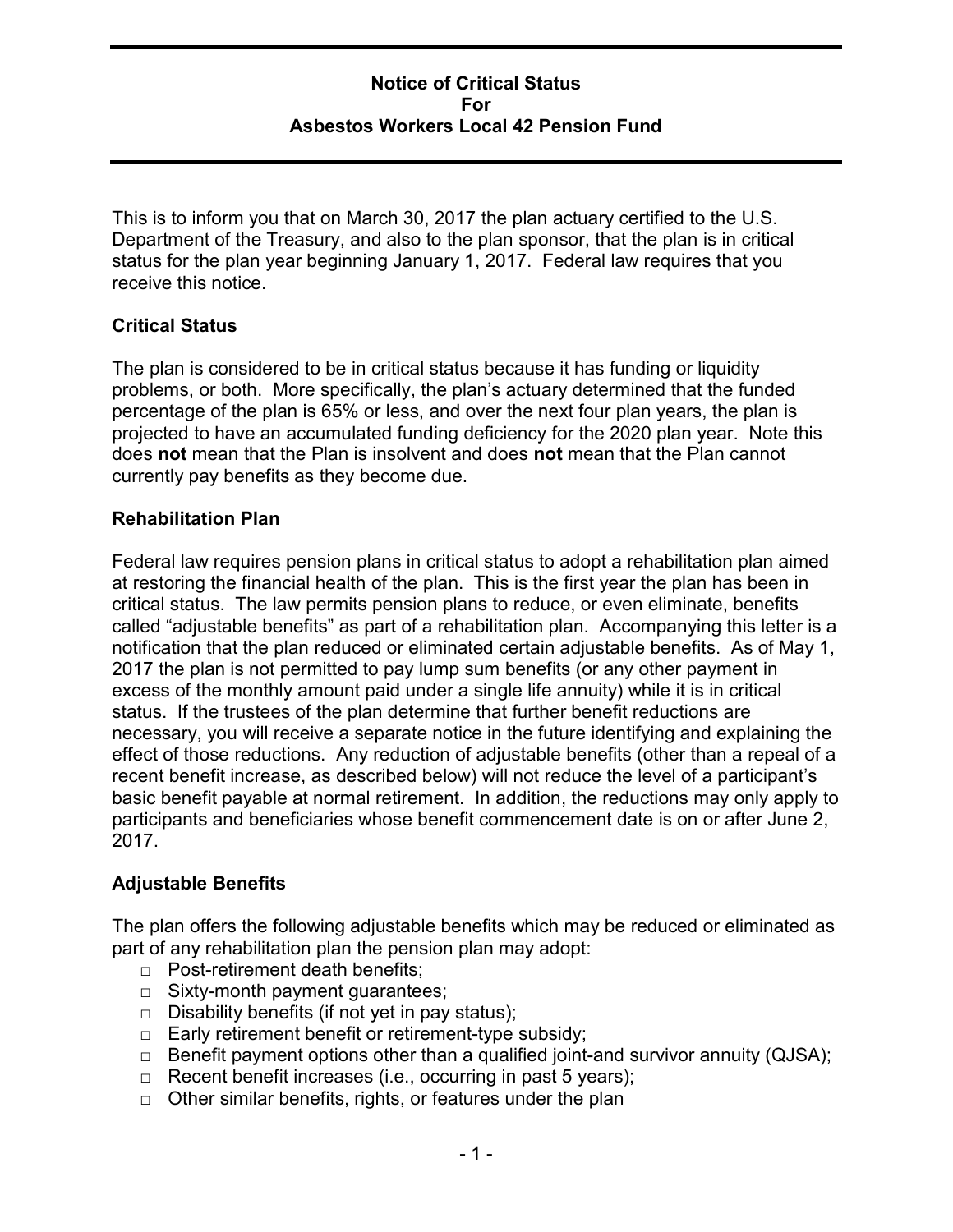# Notice of Critical Status For Asbestos Workers Local 42 Pension Fund

This is to inform you that on March 30, 2017 the plan actuary certified to the U.S. Department of the Treasury, and also to the plan sponsor, that the plan is in critical status for the plan year beginning January 1, 2017. Federal law requires that you receive this notice.

## Critical Status

The plan is considered to be in critical status because it has funding or liquidity problems, or both. More specifically, the plan's actuary determined that the funded percentage of the plan is 65% or less, and over the next four plan years, the plan is projected to have an accumulated funding deficiency for the 2020 plan year. Note this does **not** mean that the Plan is insolvent and does **not** mean that the Plan cannot currently pay benefits as they become due.

## Rehabilitation Plan

Federal law requires pension plans in critical status to adopt a rehabilitation plan aimed at restoring the financial health of the plan. This is the first year the plan has been in critical status. The law permits pension plans to reduce, or even eliminate, benefits called "adjustable benefits" as part of a rehabilitation plan. Accompanying this letter is a notification that the plan reduced or eliminated certain adjustable benefits. As of May 1, 2017 the plan is not permitted to pay lump sum benefits (or any other payment in excess of the monthly amount paid under a single life annuity) while it is in critical status. If the trustees of the plan determine that further benefit reductions are necessary, you will receive a separate notice in the future identifying and explaining the effect of those reductions. Any reduction of adjustable benefits (other than a repeal of a recent benefit increase, as described below) will not reduce the level of a participant's basic benefit payable at normal retirement. In addition, the reductions may only apply to participants and beneficiaries whose benefit commencement date is on or after June 2, 2017.

## Adjustable Benefits

The plan offers the following adjustable benefits which may be reduced or eliminated as part of any rehabilitation plan the pension plan may adopt:

- Post-retirement death benefits;
- Sixty-month payment guarantees;
- Disability benefits (if not yet in pay status);
- Early retirement benefit or retirement-type subsidy;
- Benefit payment options other than a qualified joint-and survivor annuity (QJSA);
- Recent benefit increases (i.e., occurring in past 5 years);
- Other similar benefits, rights, or features under the plan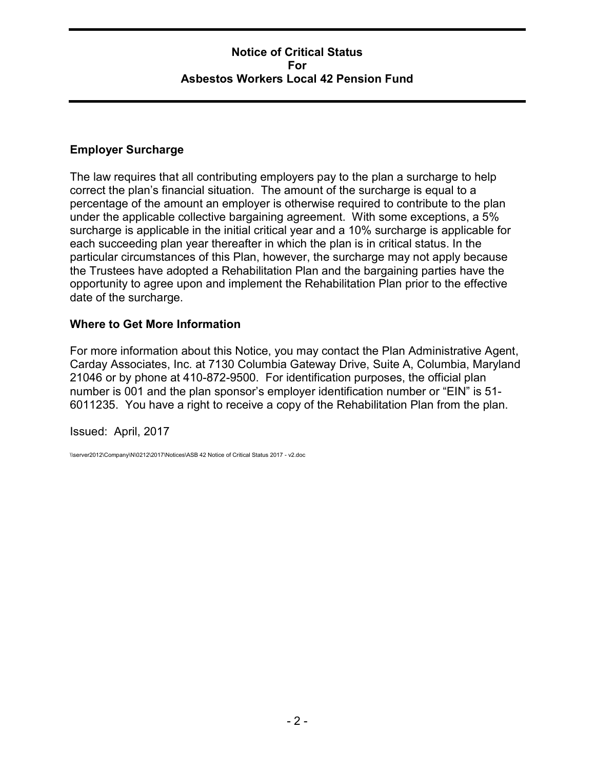## Employer Surcharge

The law requires that all contributing employers pay to the plan a surcharge to help correct the plan's financial situation. The amount of the surcharge is equal to a percentage of the amount an employer is otherwise required to contribute to the plan under the applicable collective bargaining agreement. With some exceptions, a 5% surcharge is applicable in the initial critical year and a 10% surcharge is applicable for each succeeding plan year thereafter in which the plan is in critical status. In the particular circumstances of this Plan, however, the surcharge may not apply because the Trustees have adopted a Rehabilitation Plan and the bargaining parties have the opportunity to agree upon and implement the Rehabilitation Plan prior to the effective date of the surcharge.

## Where to Get More Information

For more information about this Notice, you may contact the Plan Administrative Agent, Carday Associates, Inc. at 7130 Columbia Gateway Drive, Suite A, Columbia, Maryland 21046 or by phone at 410-872-9500. For identification purposes, the official plan number is 001 and the plan sponsor's employer identification number or "EIN" is 51-6011235. You have a right to receive a copy of the Rehabilitation Plan from the plan.

Issued: April, 2017

\\server2012\Company\N\0212\2017\Notices\ASB 42 Notice of Critical Status 2017 - v2.doc